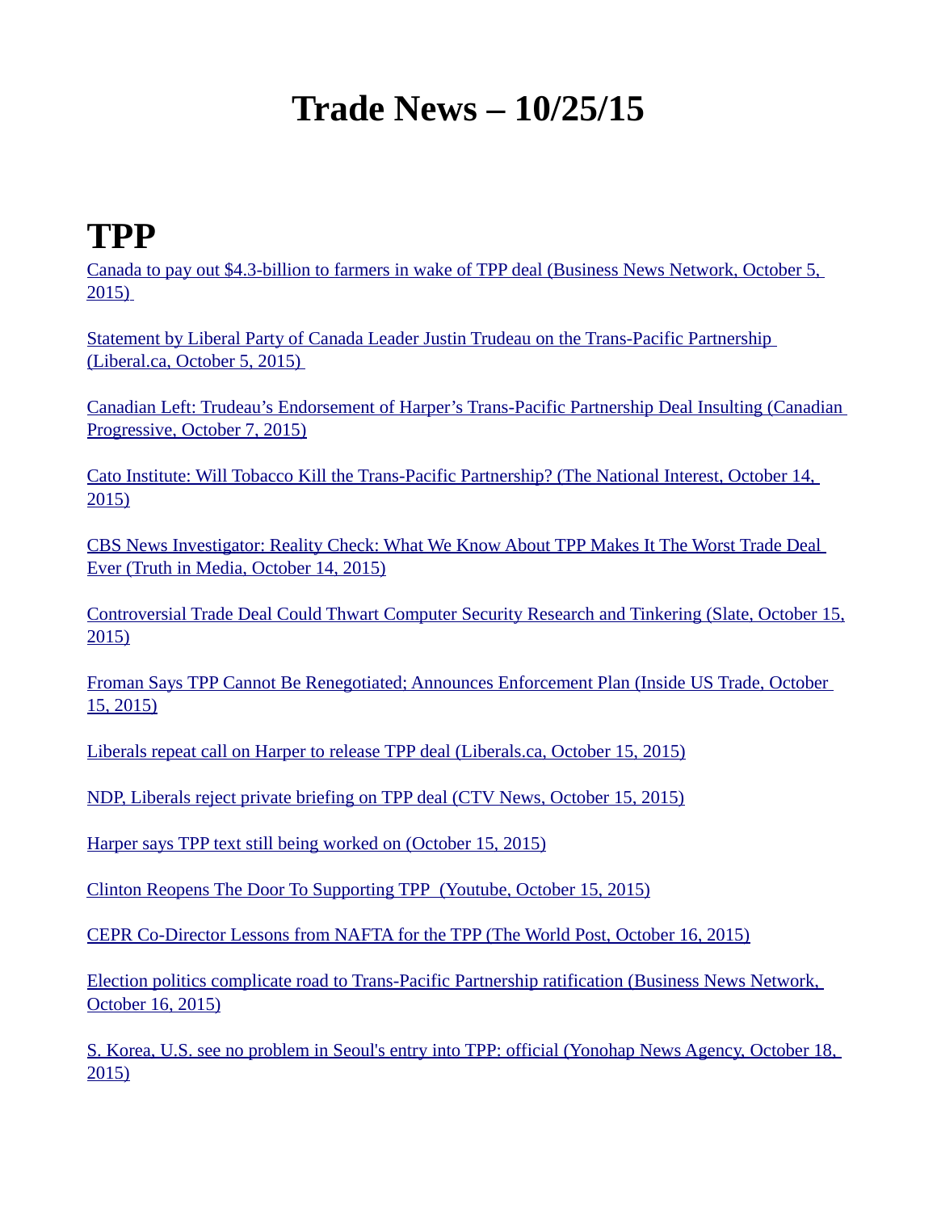# Trade News – 10/25/15

## TPP

Canada to pay out $4.3-billion to farmers in wake of TPP deal (Business News Network, October 5, 2015)

Statement by Liberal Party of Canada Leader Justin Trudeau on the Trans-Pacific Partnership (Liberal.ca, October 5, 2015)

Canadian Left: Trudeau's Endorsement of Harper's Trans-Pacific Partnership Deal Insulting (Canadian Progressive, October 7, 2015)

Cato Institute: Will Tobacco Kill the Trans-Pacific Partnership? (The National Interest, October 14, 2015)

CBS News Investigator: Reality Check: What We Know About TPP Makes It The Worst Trade Deal Ever (Truth in Media, October 14, 2015)

Controversial Trade Deal Could Thwart Computer Security Research and Tinkering (Slate, October 15, 2015)

Froman Says TPP Cannot Be Renegotiated; Announces Enforcement Plan (Inside US Trade, October 15, 2015)

Liberals repeat call on Harper to release TPP deal (Liberals.ca, October 15, 2015)

NDP, Liberals reject private briefing on TPP deal (CTV News, October 15, 2015)

Harper says TPP text still being worked on (October 15, 2015)

Clinton Reopens The Door To Supporting TPP (Youtube, October 15, 2015)

CEPR Co-Director Lessons from NAFTA for the TPP (The World Post, October 16, 2015)

Election politics complicate road to Trans-Pacific Partnership ratification (Business News Network, October 16, 2015)

S. Korea, U.S. see no problem in Seoul's entry into TPP: official (Yonohap News Agency, October 18, 2015)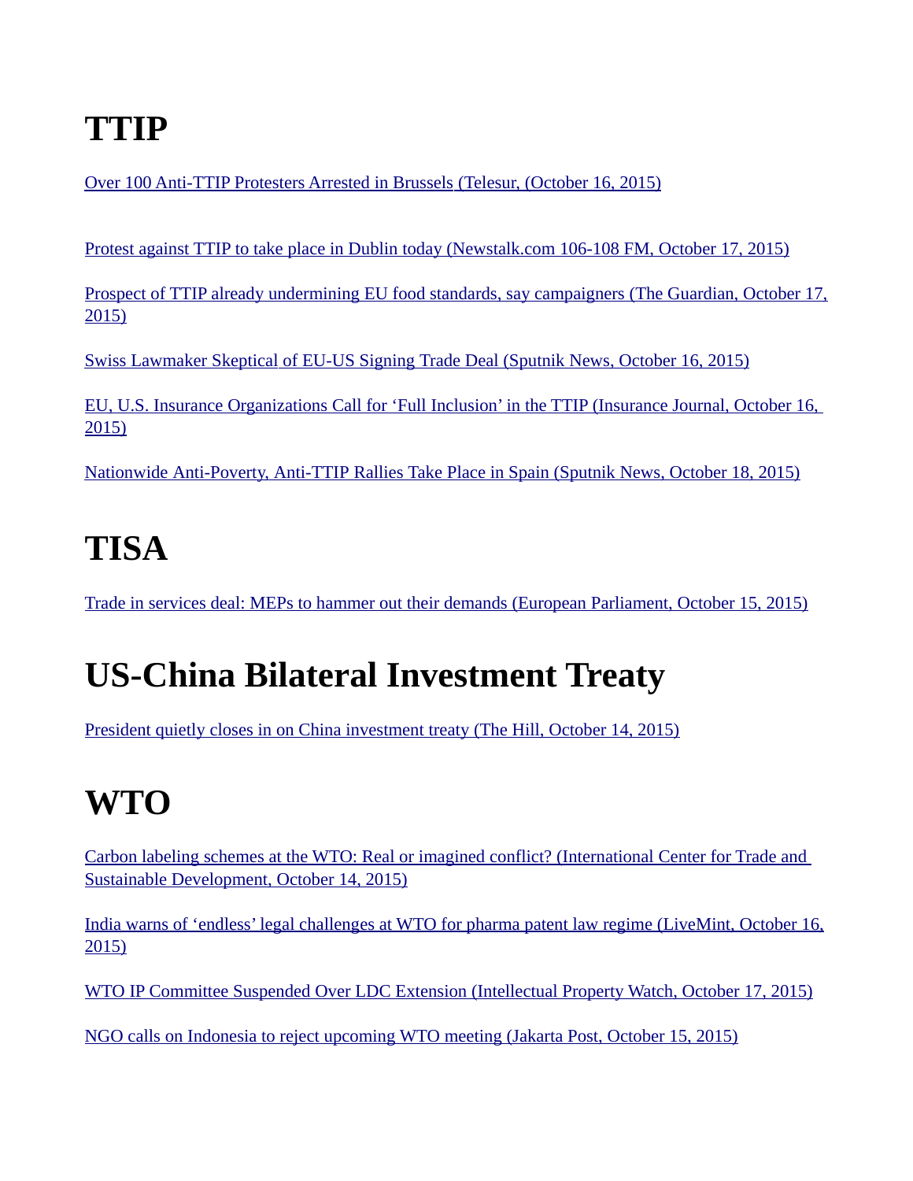# TTIP

Over 100 Anti-TTIP Protesters Arrested in Brussels (Telesur, (October 16, 2015)

Protest against TTIP to take place in Dublin today (Newstalk.com 106-108 FM, October 17, 2015)

Prospect of TTIP already undermining EU food standards, say campaigners (The Guardian, October 17, 2015)

Swiss Lawmaker Skeptical of EU-US Signing Trade Deal (Sputnik News, October 16, 2015)

EU, U.S. Insurance Organizations Call for 'Full Inclusion' in the TTIP (Insurance Journal, October 16, 2015)

Nationwide Anti-Poverty, Anti-TTIP Rallies Take Place in Spain (Sputnik News, October 18, 2015)

# TISA

Trade in services deal: MEPs to hammer out their demands (European Parliament, October 15, 2015)

# US-China Bilateral Investment Treaty

President quietly closes in on China investment treaty (The Hill, October 14, 2015)

# WTO

Carbon labeling schemes at the WTO: Real or imagined conflict? (International Center for Trade and Sustainable Development, October 14, 2015)

India warns of 'endless' legal challenges at WTO for pharma patent law regime (LiveMint, October 16, 2015)

WTO IP Committee Suspended Over LDC Extension (Intellectual Property Watch, October 17, 2015)

NGO calls on Indonesia to reject upcoming WTO meeting (Jakarta Post, October 15, 2015)